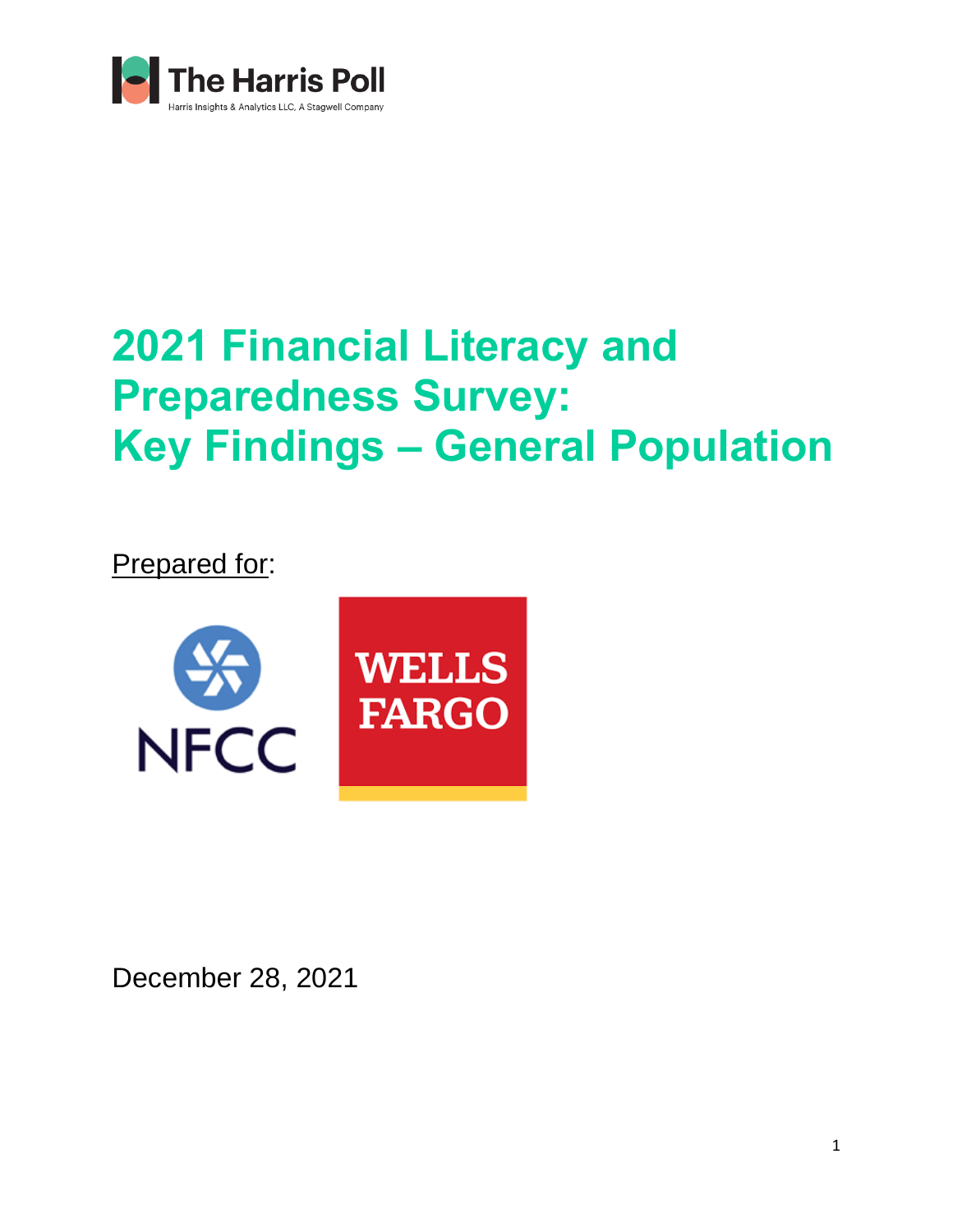The Harris Poll

Harris Insights & Analytics LLC, A Stagwell Company

# 2021 Financial Literacy and Preparedness Survey: Key Findings – General Population

Prepared for:

NFCC

WELLS FARGO

December 28, 2021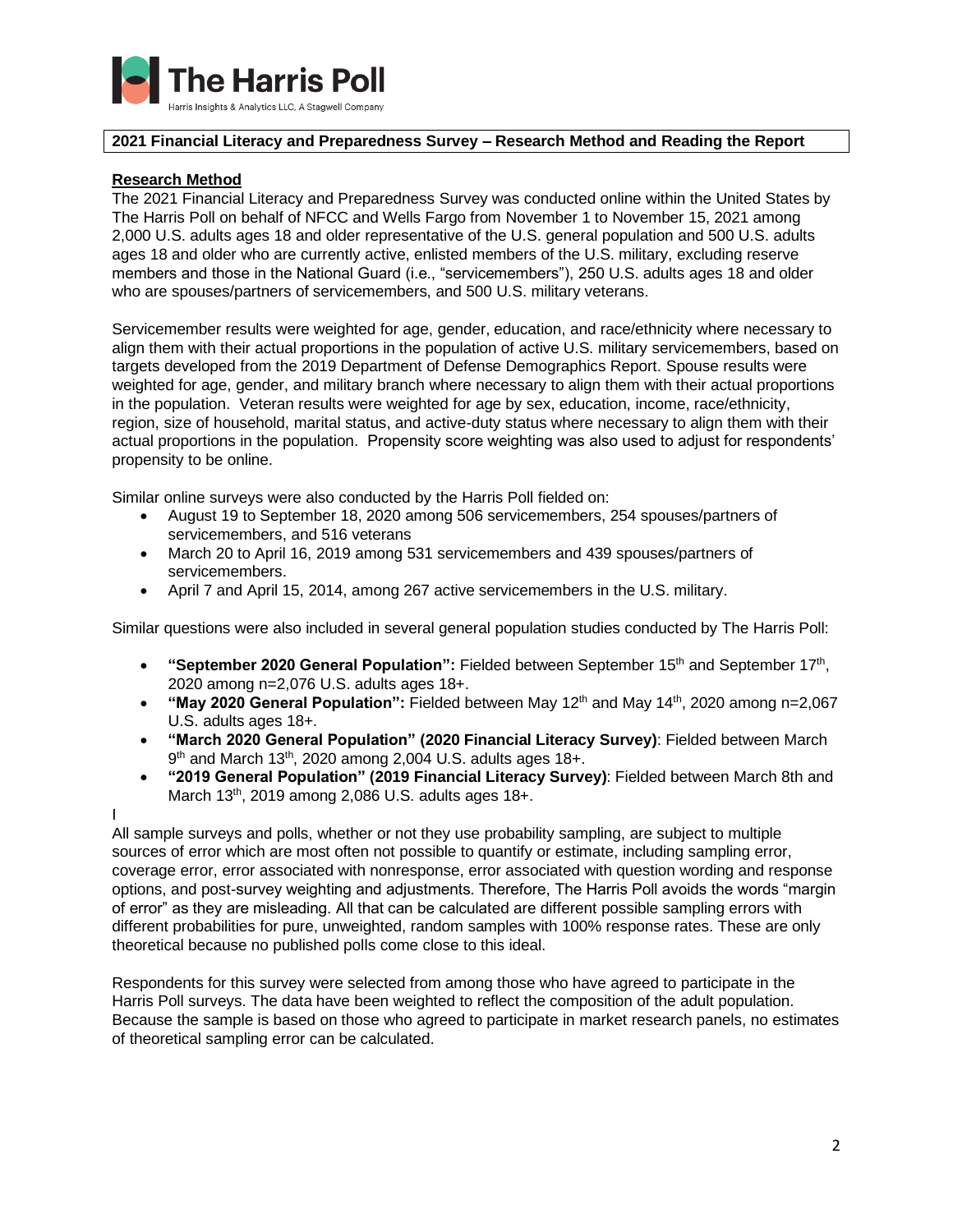**2021 Financial Literacy and Preparedness Survey – Research Method and Reading the Report**

## Research Method

The 2021 Financial Literacy and Preparedness Survey was conducted online within the United States by The Harris Poll on behalf of NFCC and Wells Fargo from November 1 to November 15, 2021 among 2,000 U.S. adults ages 18 and older representative of the U.S. general population and 500 U.S. adults ages 18 and older who are currently active, enlisted members of the U.S. military, excluding reserve members and those in the National Guard (i.e., "servicemembers"), 250 U.S. adults ages 18 and older who are spouses/partners of servicemembers, and 500 U.S. military veterans.

Servicemember results were weighted for age, gender, education, and race/ethnicity where necessary to align them with their actual proportions in the population of active U.S. military servicemembers, based on targets developed from the 2019 Department of Defense Demographics Report. Spouse results were weighted for age, gender, and military branch where necessary to align them with their actual proportions in the population. Veteran results were weighted for age by sex, education, income, race/ethnicity, region, size of household, marital status, and active-duty status where necessary to align them with their actual proportions in the population. Propensity score weighting was also used to adjust for respondents' propensity to be online.

Similar online surveys were also conducted by the Harris Poll fielded on:

- August 19 to September 18, 2020 among 506 servicemembers, 254 spouses/partners of servicemembers, and 516 veterans
- March 20 to April 16, 2019 among 531 servicemembers and 439 spouses/partners of servicemembers.
- April 7 and April 15, 2014, among 267 active servicemembers in the U.S. military.

Similar questions were also included in several general population studies conducted by The Harris Poll:

- **"September 2020 General Population":** Fielded between September 15th and September 17th, 2020 among n=2,076 U.S. adults ages 18+.
- **"May 2020 General Population":** Fielded between May 12th and May 14th, 2020 among n=2,067 U.S. adults ages 18+.
- **"March 2020 General Population" (2020 Financial Literacy Survey)**: Fielded between March 9th and March 13th, 2020 among 2,004 U.S. adults ages 18+.
- **"2019 General Population" (2019 Financial Literacy Survey)**: Fielded between March 8th and March 13th, 2019 among 2,086 U.S. adults ages 18+.

I

All sample surveys and polls, whether or not they use probability sampling, are subject to multiple sources of error which are most often not possible to quantify or estimate, including sampling error, coverage error, error associated with nonresponse, error associated with question wording and response options, and post-survey weighting and adjustments. Therefore, The Harris Poll avoids the words "margin of error" as they are misleading. All that can be calculated are different possible sampling errors with different probabilities for pure, unweighted, random samples with 100% response rates. These are only theoretical because no published polls come close to this ideal.

Respondents for this survey were selected from among those who have agreed to participate in the Harris Poll surveys. The data have been weighted to reflect the composition of the adult population. Because the sample is based on those who agreed to participate in market research panels, no estimates of theoretical sampling error can be calculated.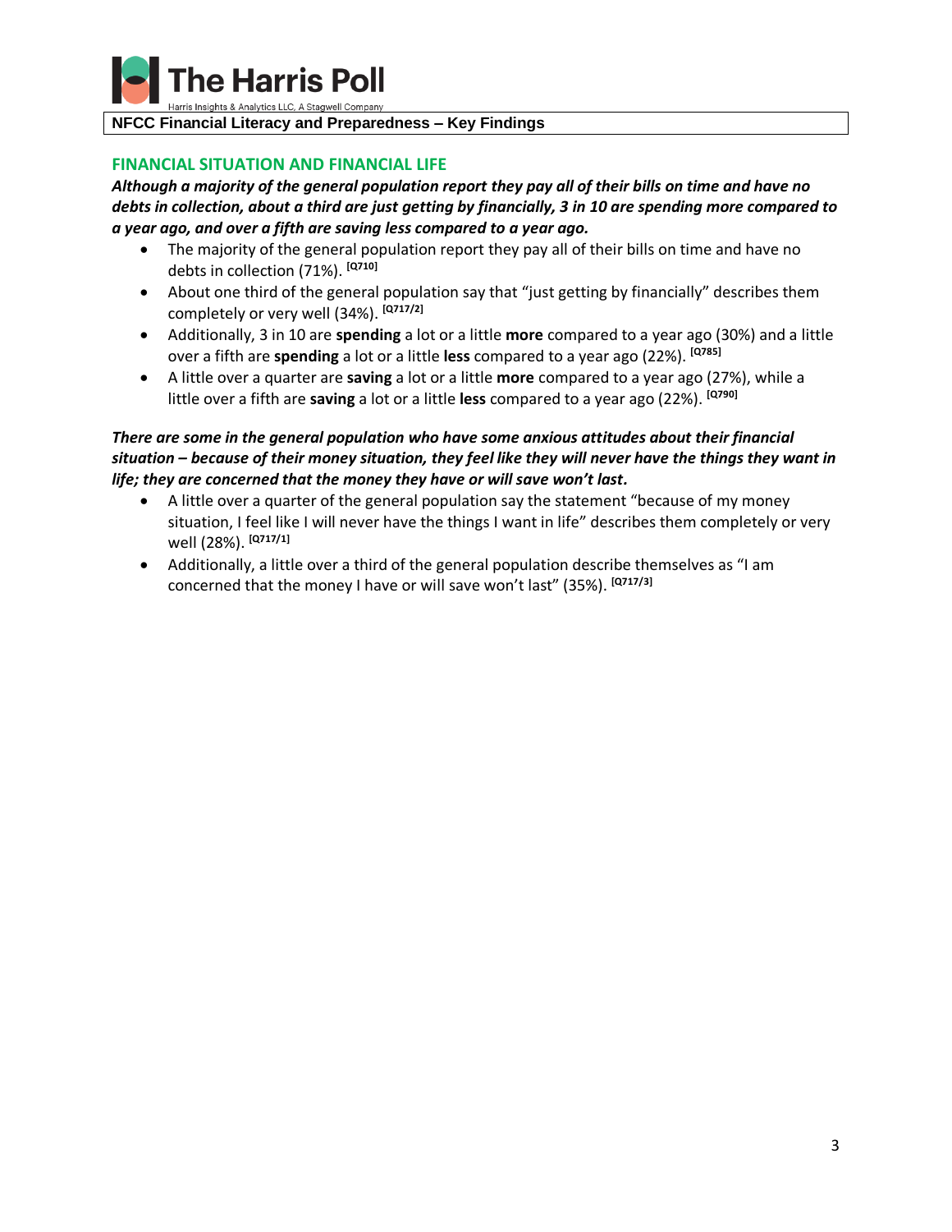## FINANCIAL SITUATION AND FINANCIAL LIFE

***Although a majority of the general population report they pay all of their bills on time and have no debts in collection, about a third are just getting by financially, 3 in 10 are spending more compared to a year ago, and over a fifth are saving less compared to a year ago.***

- The majority of the general population report they pay all of their bills on time and have no debts in collection (71%). [Q710]
- About one third of the general population say that "just getting by financially" describes them completely or very well (34%). [Q717/2]
- Additionally, 3 in 10 are **spending** a lot or a little **more** compared to a year ago (30%) and a little over a fifth are **spending** a lot or a little **less** compared to a year ago (22%). [Q785]
- A little over a quarter are **saving** a lot or a little **more** compared to a year ago (27%), while a little over a fifth are **saving** a lot or a little **less** compared to a year ago (22%). [Q790]

***There are some in the general population who have some anxious attitudes about their financial situation – because of their money situation, they feel like they will never have the things they want in life; they are concerned that the money they have or will save won't last.***

- A little over a quarter of the general population say the statement "because of my money situation, I feel like I will never have the things I want in life" describes them completely or very well (28%). [Q717/1]
- Additionally, a little over a third of the general population describe themselves as "I am concerned that the money I have or will save won't last" (35%). [Q717/3]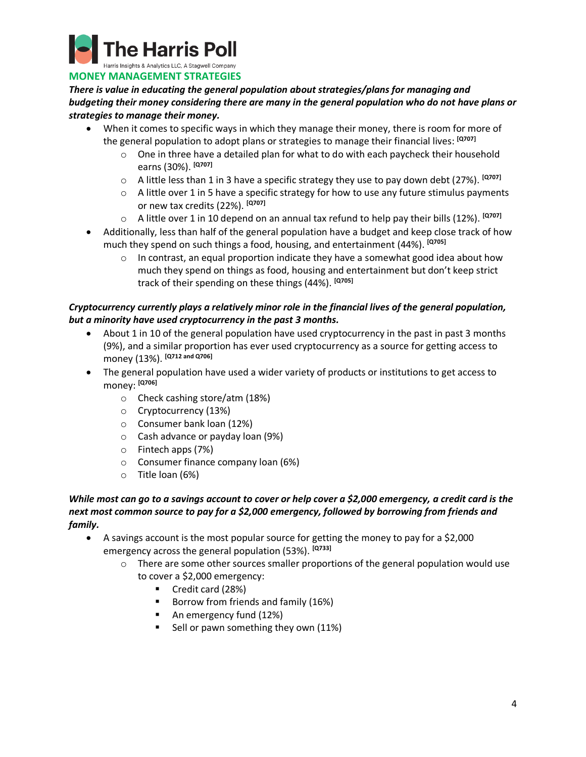## MONEY MANAGEMENT STRATEGIES

***There is value in educating the general population about strategies/plans for managing and budgeting their money considering there are many in the general population who do not have plans or strategies to manage their money.***

- When it comes to specific ways in which they manage their money, there is room for more of the general population to adopt plans or strategies to manage their financial lives: [Q707]
    - One in three have a detailed plan for what to do with each paycheck their household earns (30%). [Q707]
    - A little less than 1 in 3 have a specific strategy they use to pay down debt (27%). [Q707]
    - A little over 1 in 5 have a specific strategy for how to use any future stimulus payments or new tax credits (22%). [Q707]
    - A little over 1 in 10 depend on an annual tax refund to help pay their bills (12%). [Q707]
- Additionally, less than half of the general population have a budget and keep close track of how much they spend on such things a food, housing, and entertainment (44%). [Q705]
    - In contrast, an equal proportion indicate they have a somewhat good idea about how much they spend on things as food, housing and entertainment but don't keep strict track of their spending on these things (44%). [Q705]

***Cryptocurrency currently plays a relatively minor role in the financial lives of the general population, but a minority have used cryptocurrency in the past 3 months.***

- About 1 in 10 of the general population have used cryptocurrency in the past in past 3 months (9%), and a similar proportion has ever used cryptocurrency as a source for getting access to money (13%). [Q712 and Q706]
- The general population have used a wider variety of products or institutions to get access to money: [Q706]
    - Check cashing store/atm (18%)
    - Cryptocurrency (13%)
    - Consumer bank loan (12%)
    - Cash advance or payday loan (9%)
    - Fintech apps (7%)
    - Consumer finance company loan (6%)
    - Title loan (6%)

***While most can go to a savings account to cover or help cover a $2,000 emergency, a credit card is the next most common source to pay for a $2,000 emergency, followed by borrowing from friends and family.***

- A savings account is the most popular source for getting the money to pay for a $2,000 emergency across the general population (53%). [Q733]
    - There are some other sources smaller proportions of the general population would use to cover a $2,000 emergency:
        - Credit card (28%)
        - Borrow from friends and family (16%)
        - An emergency fund (12%)
        - Sell or pawn something they own (11%)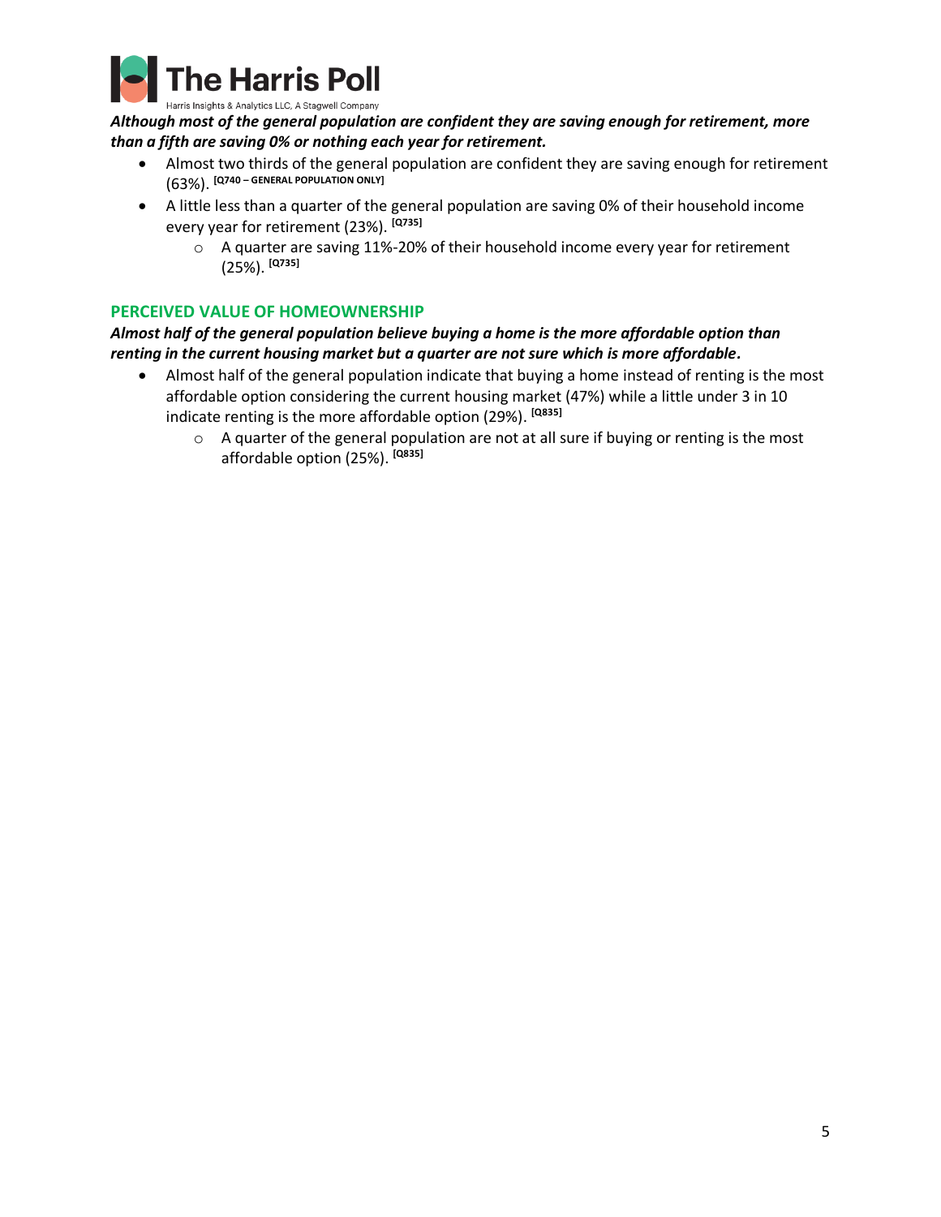***Although most of the general population are confident they are saving enough for retirement, more than a fifth are saving 0% or nothing each year for retirement.***

- Almost two thirds of the general population are confident they are saving enough for retirement (63%). [Q740 – GENERAL POPULATION ONLY]
- A little less than a quarter of the general population are saving 0% of their household income every year for retirement (23%). [Q735]
  - A quarter are saving 11%-20% of their household income every year for retirement (25%). [Q735]

## PERCEIVED VALUE OF HOMEOWNERSHIP

***Almost half of the general population believe buying a home is the more affordable option than renting in the current housing market but a quarter are not sure which is more affordable.***

- Almost half of the general population indicate that buying a home instead of renting is the most affordable option considering the current housing market (47%) while a little under 3 in 10 indicate renting is the more affordable option (29%). [Q835]
  - A quarter of the general population are not at all sure if buying or renting is the most affordable option (25%). [Q835]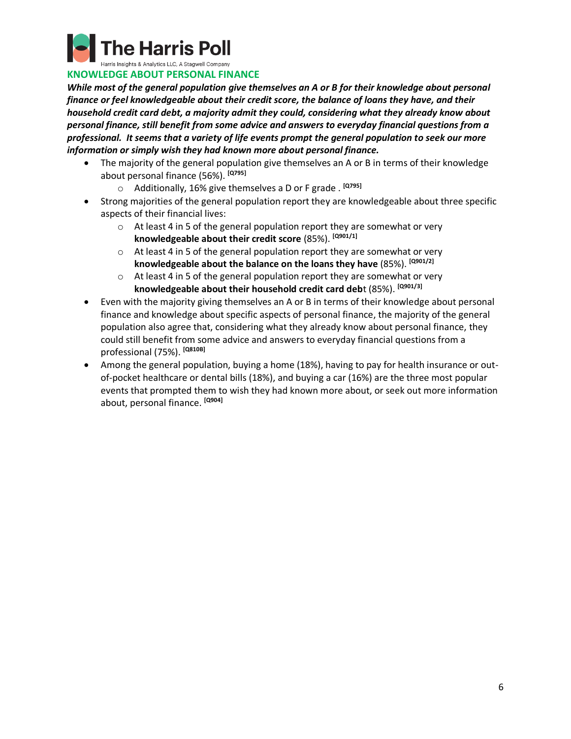## KNOWLEDGE ABOUT PERSONAL FINANCE

***While most of the general population give themselves an A or B for their knowledge about personal finance or feel knowledgeable about their credit score, the balance of loans they have, and their household credit card debt, a majority admit they could, considering what they already know about personal finance, still benefit from some advice and answers to everyday financial questions from a professional. It seems that a variety of life events prompt the general population to seek our more information or simply wish they had known more about personal finance.***

- The majority of the general population give themselves an A or B in terms of their knowledge about personal finance (56%). [Q795]
  - Additionally, 16% give themselves a D or F grade . [Q795]
- Strong majorities of the general population report they are knowledgeable about three specific aspects of their financial lives:
  - At least 4 in 5 of the general population report they are somewhat or very **knowledgeable about their credit score** (85%). [Q901/1]
  - At least 4 in 5 of the general population report they are somewhat or very **knowledgeable about the balance on the loans they have** (85%). [Q901/2]
  - At least 4 in 5 of the general population report they are somewhat or very **knowledgeable about their household credit card deb**t (85%). [Q901/3]
- Even with the majority giving themselves an A or B in terms of their knowledge about personal finance and knowledge about specific aspects of personal finance, the majority of the general population also agree that, considering what they already know about personal finance, they could still benefit from some advice and answers to everyday financial questions from a professional (75%). [Q810B]
- Among the general population, buying a home (18%), having to pay for health insurance or out-of-pocket healthcare or dental bills (18%), and buying a car (16%) are the three most popular events that prompted them to wish they had known more about, or seek out more information about, personal finance. [Q904]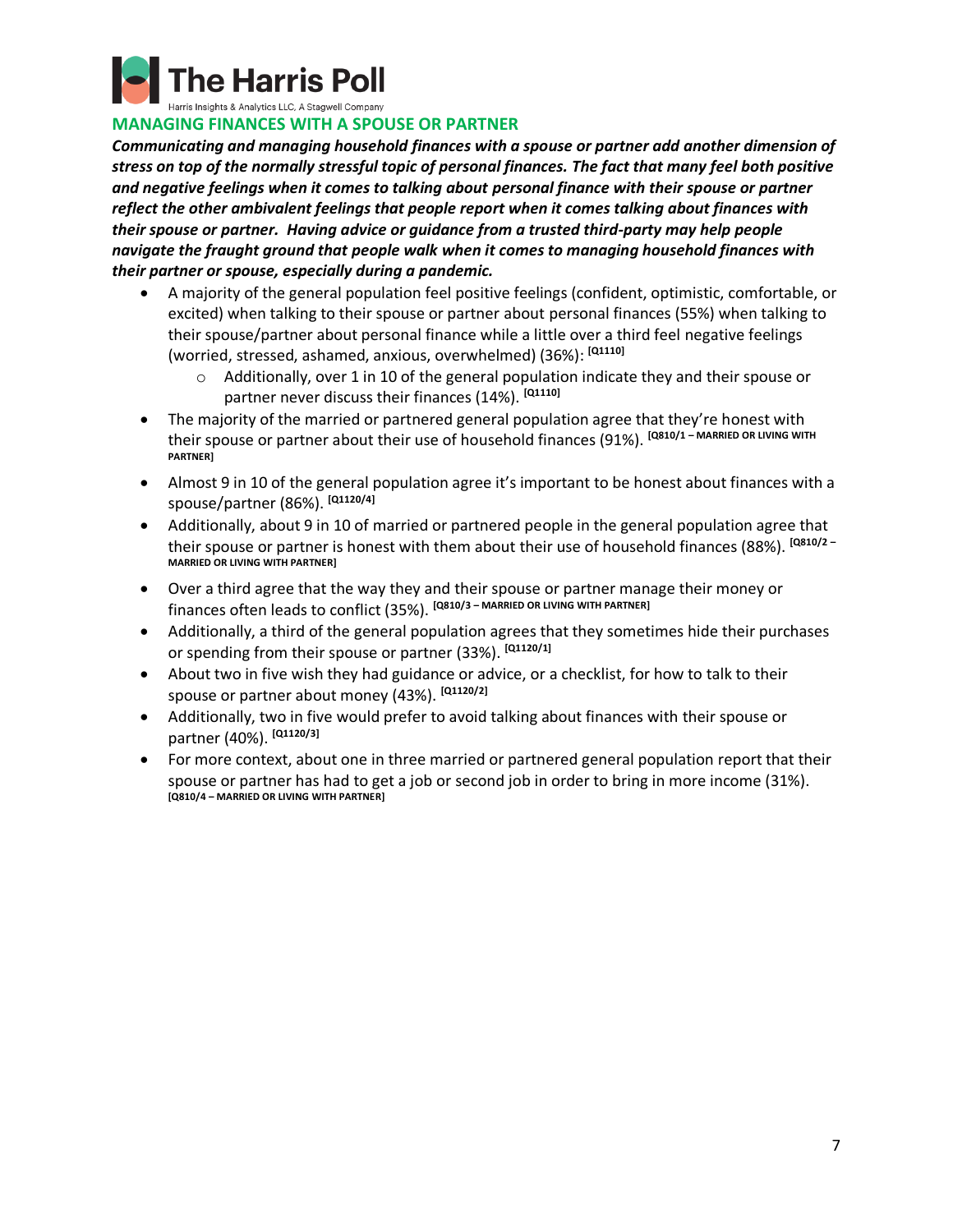## MANAGING FINANCES WITH A SPOUSE OR PARTNER

***Communicating and managing household finances with a spouse or partner add another dimension of stress on top of the normally stressful topic of personal finances. The fact that many feel both positive and negative feelings when it comes to talking about personal finance with their spouse or partner reflect the other ambivalent feelings that people report when it comes talking about finances with their spouse or partner. Having advice or guidance from a trusted third-party may help people navigate the fraught ground that people walk when it comes to managing household finances with their partner or spouse, especially during a pandemic.***

- A majority of the general population feel positive feelings (confident, optimistic, comfortable, or excited) when talking to their spouse or partner about personal finances (55%) when talking to their spouse/partner about personal finance while a little over a third feel negative feelings (worried, stressed, ashamed, anxious, overwhelmed) (36%): [Q1110]
    - Additionally, over 1 in 10 of the general population indicate they and their spouse or partner never discuss their finances (14%). [Q1110]
- The majority of the married or partnered general population agree that they're honest with their spouse or partner about their use of household finances (91%). [Q810/1 – MARRIED OR LIVING WITH PARTNER]
- Almost 9 in 10 of the general population agree it's important to be honest about finances with a spouse/partner (86%). [Q1120/4]
- Additionally, about 9 in 10 of married or partnered people in the general population agree that their spouse or partner is honest with them about their use of household finances (88%). [Q810/2 – MARRIED OR LIVING WITH PARTNER]
- Over a third agree that the way they and their spouse or partner manage their money or finances often leads to conflict (35%). [Q810/3 – MARRIED OR LIVING WITH PARTNER]
- Additionally, a third of the general population agrees that they sometimes hide their purchases or spending from their spouse or partner (33%). [Q1120/1]
- About two in five wish they had guidance or advice, or a checklist, for how to talk to their spouse or partner about money (43%). [Q1120/2]
- Additionally, two in five would prefer to avoid talking about finances with their spouse or partner (40%). [Q1120/3]
- For more context, about one in three married or partnered general population report that their spouse or partner has had to get a job or second job in order to bring in more income (31%). [Q810/4 – MARRIED OR LIVING WITH PARTNER]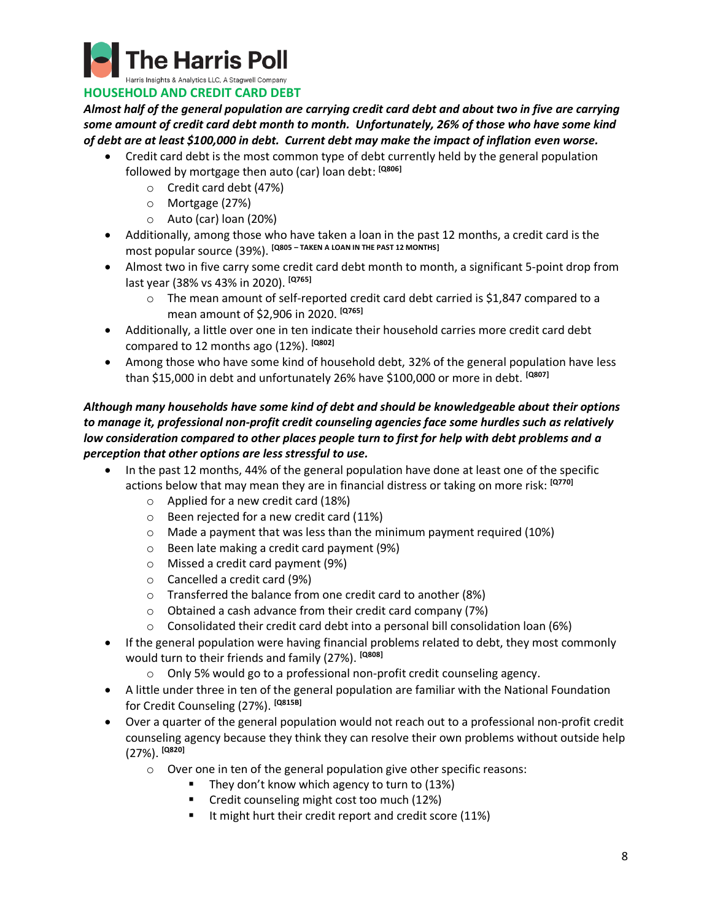## HOUSEHOLD AND CREDIT CARD DEBT

***Almost half of the general population are carrying credit card debt and about two in five are carrying some amount of credit card debt month to month. Unfortunately, 26% of those who have some kind of debt are at least $100,000 in debt. Current debt may make the impact of inflation even worse.***

- Credit card debt is the most common type of debt currently held by the general population followed by mortgage then auto (car) loan debt: [Q806]
    - Credit card debt (47%)
    - Mortgage (27%)
    - Auto (car) loan (20%)
- Additionally, among those who have taken a loan in the past 12 months, a credit card is the most popular source (39%). [Q805 – TAKEN A LOAN IN THE PAST 12 MONTHS]
- Almost two in five carry some credit card debt month to month, a significant 5-point drop from last year (38% vs 43% in 2020). [Q765]
    - The mean amount of self-reported credit card debt carried is $1,847 compared to a mean amount of $2,906 in 2020. [Q765]
- Additionally, a little over one in ten indicate their household carries more credit card debt compared to 12 months ago (12%). [Q802]
- Among those who have some kind of household debt, 32% of the general population have less than $15,000 in debt and unfortunately 26% have $100,000 or more in debt. [Q807]

***Although many households have some kind of debt and should be knowledgeable about their options to manage it, professional non-profit credit counseling agencies face some hurdles such as relatively low consideration compared to other places people turn to first for help with debt problems and a perception that other options are less stressful to use.***

- In the past 12 months, 44% of the general population have done at least one of the specific actions below that may mean they are in financial distress or taking on more risk: [Q770]
    - Applied for a new credit card (18%)
    - Been rejected for a new credit card (11%)
    - Made a payment that was less than the minimum payment required (10%)
    - Been late making a credit card payment (9%)
    - Missed a credit card payment (9%)
    - Cancelled a credit card (9%)
    - Transferred the balance from one credit card to another (8%)
    - Obtained a cash advance from their credit card company (7%)
    - Consolidated their credit card debt into a personal bill consolidation loan (6%)
- If the general population were having financial problems related to debt, they most commonly would turn to their friends and family (27%). [Q808]
    - Only 5% would go to a professional non-profit credit counseling agency.
- A little under three in ten of the general population are familiar with the National Foundation for Credit Counseling (27%). [Q815B]
- Over a quarter of the general population would not reach out to a professional non-profit credit counseling agency because they think they can resolve their own problems without outside help (27%). [Q820]
    - Over one in ten of the general population give other specific reasons:
        - They don't know which agency to turn to (13%)
        - Credit counseling might cost too much (12%)
        - It might hurt their credit report and credit score (11%)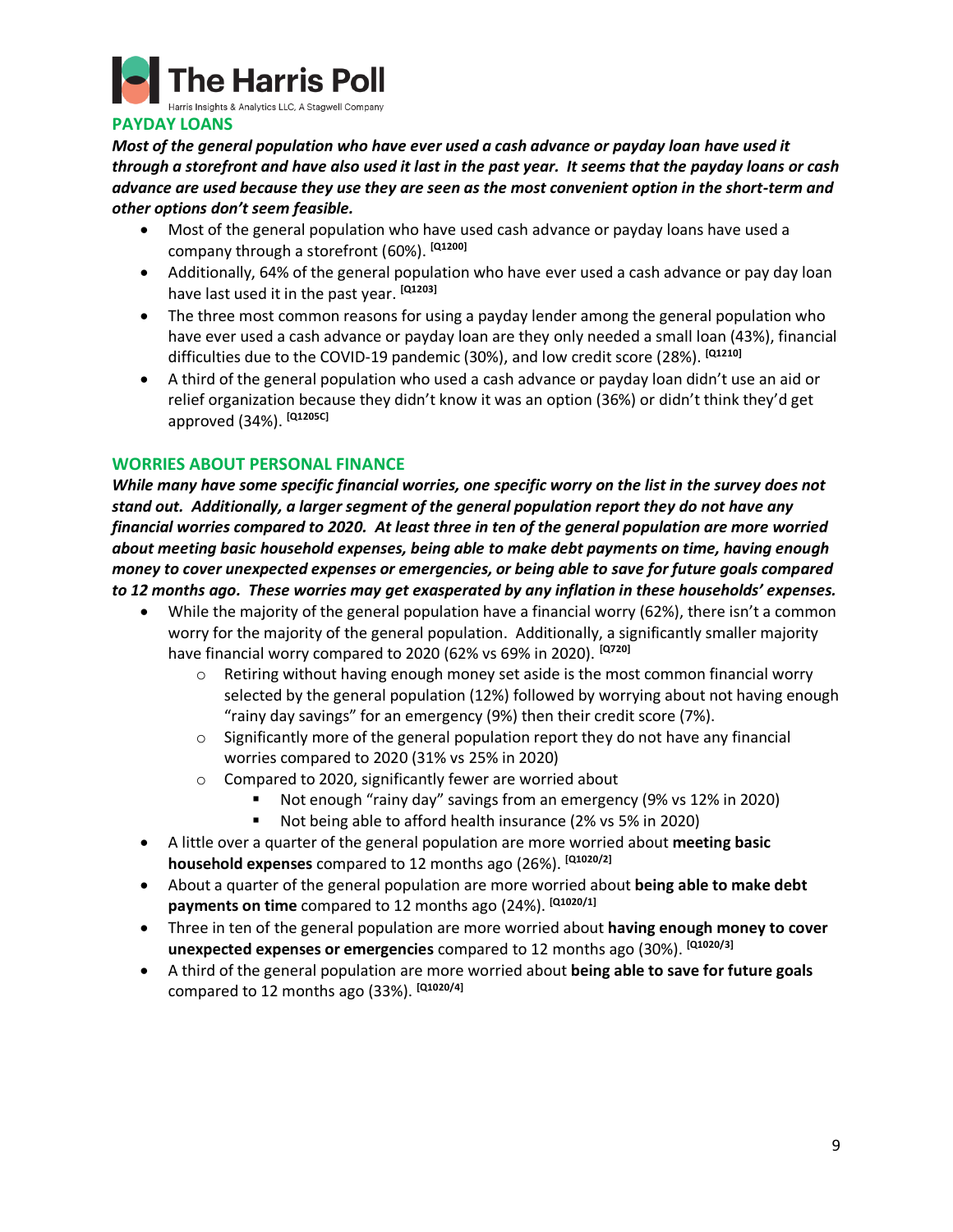## PAYDAY LOANS

***Most of the general population who have ever used a cash advance or payday loan have used it through a storefront and have also used it last in the past year. It seems that the payday loans or cash advance are used because they use they are seen as the most convenient option in the short-term and other options don't seem feasible.***

- Most of the general population who have used cash advance or payday loans have used a company through a storefront (60%). [Q1200]
- Additionally, 64% of the general population who have ever used a cash advance or pay day loan have last used it in the past year. [Q1203]
- The three most common reasons for using a payday lender among the general population who have ever used a cash advance or payday loan are they only needed a small loan (43%), financial difficulties due to the COVID-19 pandemic (30%), and low credit score (28%). [Q1210]
- A third of the general population who used a cash advance or payday loan didn't use an aid or relief organization because they didn't know it was an option (36%) or didn't think they'd get approved (34%). [Q1205C]

## WORRIES ABOUT PERSONAL FINANCE

***While many have some specific financial worries, one specific worry on the list in the survey does not stand out. Additionally, a larger segment of the general population report they do not have any financial worries compared to 2020. At least three in ten of the general population are more worried about meeting basic household expenses, being able to make debt payments on time, having enough money to cover unexpected expenses or emergencies, or being able to save for future goals compared to 12 months ago. These worries may get exasperated by any inflation in these households' expenses.***

- While the majority of the general population have a financial worry (62%), there isn't a common worry for the majority of the general population. Additionally, a significantly smaller majority have financial worry compared to 2020 (62% vs 69% in 2020). [Q720]
  - Retiring without having enough money set aside is the most common financial worry selected by the general population (12%) followed by worrying about not having enough "rainy day savings" for an emergency (9%) then their credit score (7%).
  - Significantly more of the general population report they do not have any financial worries compared to 2020 (31% vs 25% in 2020)
  - Compared to 2020, significantly fewer are worried about
    - Not enough "rainy day" savings from an emergency (9% vs 12% in 2020)
    - Not being able to afford health insurance (2% vs 5% in 2020)
- A little over a quarter of the general population are more worried about **meeting basic household expenses** compared to 12 months ago (26%). [Q1020/2]
- About a quarter of the general population are more worried about **being able to make debt payments on time** compared to 12 months ago (24%). [Q1020/1]
- Three in ten of the general population are more worried about **having enough money to cover unexpected expenses or emergencies** compared to 12 months ago (30%). [Q1020/3]
- A third of the general population are more worried about **being able to save for future goals** compared to 12 months ago (33%). [Q1020/4]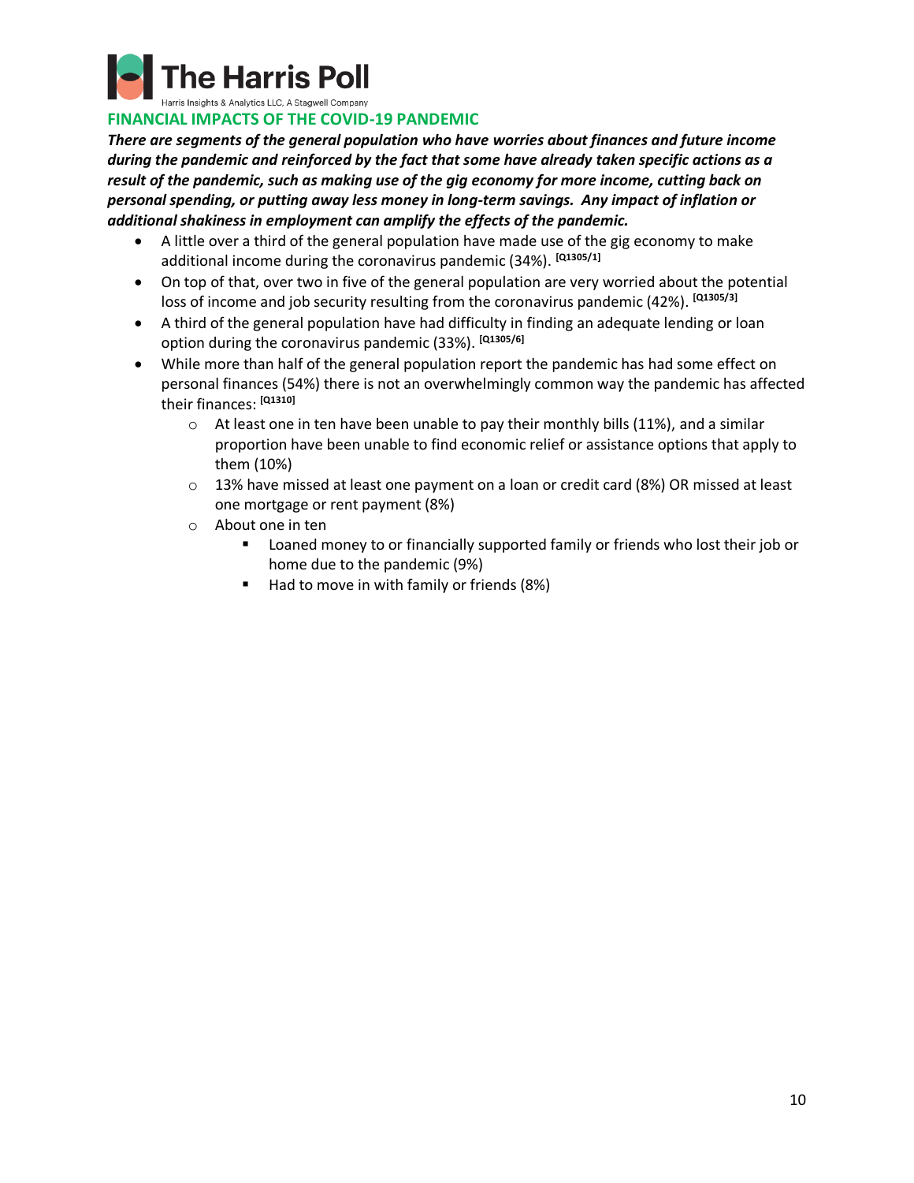## FINANCIAL IMPACTS OF THE COVID-19 PANDEMIC

***There are segments of the general population who have worries about finances and future income during the pandemic and reinforced by the fact that some have already taken specific actions as a result of the pandemic, such as making use of the gig economy for more income, cutting back on personal spending, or putting away less money in long-term savings. Any impact of inflation or additional shakiness in employment can amplify the effects of the pandemic.***

- A little over a third of the general population have made use of the gig economy to make additional income during the coronavirus pandemic (34%). [Q1305/1]
- On top of that, over two in five of the general population are very worried about the potential loss of income and job security resulting from the coronavirus pandemic (42%). [Q1305/3]
- A third of the general population have had difficulty in finding an adequate lending or loan option during the coronavirus pandemic (33%). [Q1305/6]
- While more than half of the general population report the pandemic has had some effect on personal finances (54%) there is not an overwhelmingly common way the pandemic has affected their finances: [Q1310]
  - At least one in ten have been unable to pay their monthly bills (11%), and a similar proportion have been unable to find economic relief or assistance options that apply to them (10%)
  - 13% have missed at least one payment on a loan or credit card (8%) OR missed at least one mortgage or rent payment (8%)
  - About one in ten
    - Loaned money to or financially supported family or friends who lost their job or home due to the pandemic (9%)
    - Had to move in with family or friends (8%)